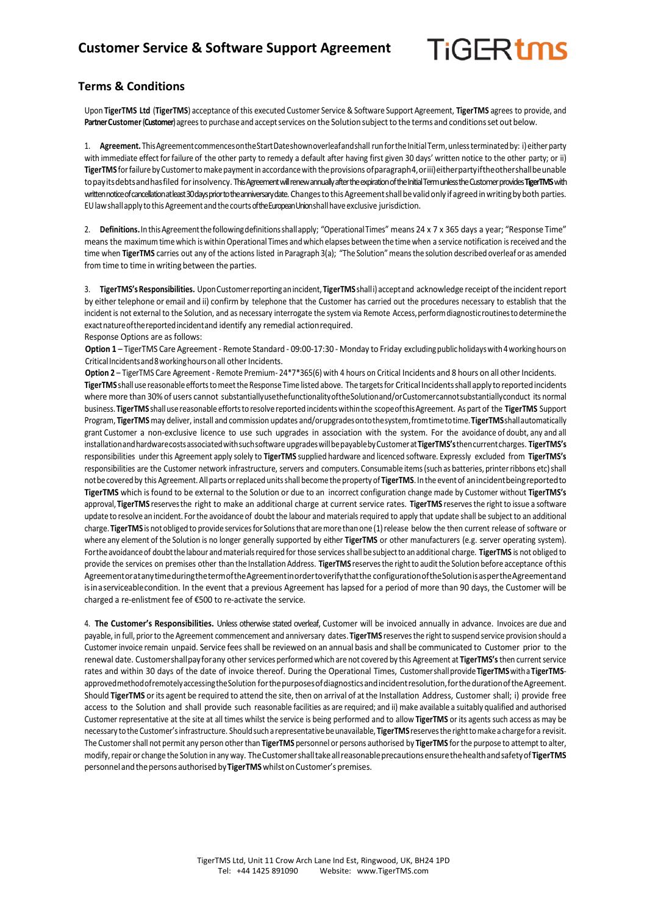# Customer Service & Software Support Agreement

TiGERtms

## Terms & Conditions

Upon **TigerTMS Ltd** (**TigerTMS**) acceptance of this executed Customer Service & Software Support Agreement, **TigerTMS** agrees to provide, and **Partner Customer** (**Customer**) agrees to purchase and accept services on the Solution subject to the terms and conditions set out below.

1. **Agreement.** This Agreement commences on the Start Date shown overleaf and shall run for the Initial Term, unless terminated by: i) either party with immediate effect for failure of the other party to remedy a default after having first given 30 days' written notice to the other party; or ii) **TigerTMS** for failure by Customer to make payment in accordance with the provisions of paragraph 4, or iii) either party if the other shall be unable to pay its debts and has filed for insolvency. This Agreement will renew annually after the expiration of the Initial Term unless the Customer provides **TigerTMS** with written notice of cancellation at least 30 days prior to the anniversary date. Changes to this Agreement shall be valid only if agreed in writing by both parties. EU law shall apply to this Agreement and the courts of the European Union shall have exclusive jurisdiction.

2. **Definitions.** In this Agreement the following definitions shall apply; "Operational Times" means 24 x 7 x 365 days a year; "Response Time" means the maximum time which is within Operational Times and which elapses between the time when a service notification is received and the time when **TigerTMS** carries out any of the actions listed in Paragraph 3(a); "The Solution" means the solution described overleaf or as amended from time to time in writing between the parties.

3. **TigerTMS's Responsibilities.** Upon Customer reporting an incident, **TigerTMS** shall i) accept and acknowledge receipt of the incident report by either telephone or email and ii) confirm by telephone that the Customer has carried out the procedures necessary to establish that the incident is not external to the Solution, and as necessary interrogate the system via Remote Access, perform diagnostic routines to determine the exact nature of the reported incident and identify any remedial action required.
Response Options are as follows:
**Option 1** – TigerTMS Care Agreement - Remote Standard - 09:00-17:30 - Monday to Friday excluding public holidays with 4 working hours on Critical Incidents and 8 working hours on all other Incidents.
**Option 2** – TigerTMS Care Agreement - Remote Premium- 24*7*365(6) with 4 hours on Critical Incidents and 8 hours on all other Incidents.
**TigerTMS** shall use reasonable efforts to meet the Response Time listed above. The targets for Critical Incidents shall apply to reported incidents where more than 30% of users cannot substantially use the functionality of the Solution and/or Customer cannot substantially conduct its normal business. **TigerTMS** shall use reasonable efforts to resolve reported incidents within the scope of this Agreement. As part of the **TigerTMS** Support Program, **TigerTMS** may deliver, install and commission updates and/or upgrades on to the system, from time to time. **TigerTMS** shall automatically grant Customer a non-exclusive licence to use such upgrades in association with the system. For the avoidance of doubt, any and all installation and hardware costs associated with such software upgrades will be payable by Customer at **TigerTMS's** then current charges. **TigerTMS's** responsibilities under this Agreement apply solely to **TigerTMS** supplied hardware and licenced software. Expressly excluded from **TigerTMS's** responsibilities are the Customer network infrastructure, servers and computers. Consumable items (such as batteries, printer ribbons etc) shall not be covered by this Agreement. All parts or replaced units shall become the property of **TigerTMS**. In the event of an incident being reported to **TigerTMS** which is found to be external to the Solution or due to an incorrect configuration change made by Customer without **TigerTMS's** approval, **TigerTMS** reserves the right to make an additional charge at current service rates. **TigerTMS** reserves the right to issue a software update to resolve an incident. For the avoidance of doubt the labour and materials required to apply that update shall be subject to an additional charge. **TigerTMS** is not obliged to provide services for Solutions that are more than one (1) release below the then current release of software or where any element of the Solution is no longer generally supported by either **TigerTMS** or other manufacturers (e.g. server operating system). For the avoidance of doubt the labour and materials required for those services shall be subject to an additional charge. **TigerTMS** is not obliged to provide the services on premises other than the Installation Address. **TigerTMS** reserves the right to audit the Solution before acceptance of this Agreement or at any time during the term of the Agreement in order to verify that the configuration of the Solution is as per the Agreement and is in a serviceable condition. In the event that a previous Agreement has lapsed for a period of more than 90 days, the Customer will be charged a re-enlistment fee of €500 to re-activate the service.

4. **The Customer's Responsibilities.** Unless otherwise stated overleaf, Customer will be invoiced annually in advance. Invoices are due and payable, in full, prior to the Agreement commencement and anniversary dates. **TigerTMS** reserves the right to suspend service provision should a Customer invoice remain unpaid. Service fees shall be reviewed on an annual basis and shall be communicated to Customer prior to the renewal date. Customer shall pay for any other services performed which are not covered by this Agreement at **TigerTMS's** then current service rates and within 30 days of the date of invoice thereof. During the Operational Times, Customer shall provide **TigerTMS** with a **TigerTMS**-approved method of remotely accessing the Solution for the purposes of diagnostics and incident resolution, for the duration of the Agreement. Should **TigerTMS** or its agent be required to attend the site, then on arrival of at the Installation Address, Customer shall; i) provide free access to the Solution and shall provide such reasonable facilities as are required; and ii) make available a suitably qualified and authorised Customer representative at the site at all times whilst the service is being performed and to allow **TigerTMS** or its agents such access as may be necessary to the Customer's infrastructure. Should such a representative be unavailable, **TigerTMS** reserves the right to make a charge for a revisit. The Customer shall not permit any person other than **TigerTMS** personnel or persons authorised by **TigerTMS** for the purpose to attempt to alter, modify, repair or change the Solution in any way. The Customer shall take all reasonable precautions ensure the health and safety of **TigerTMS** personnel and the persons authorised by **TigerTMS** whilst on Customer's premises.

TigerTMS Ltd, Unit 11 Crow Arch Lane Ind Est, Ringwood, UK, BH24 1PD
Tel: +44 1425 891090 Website: www.TigerTMS.com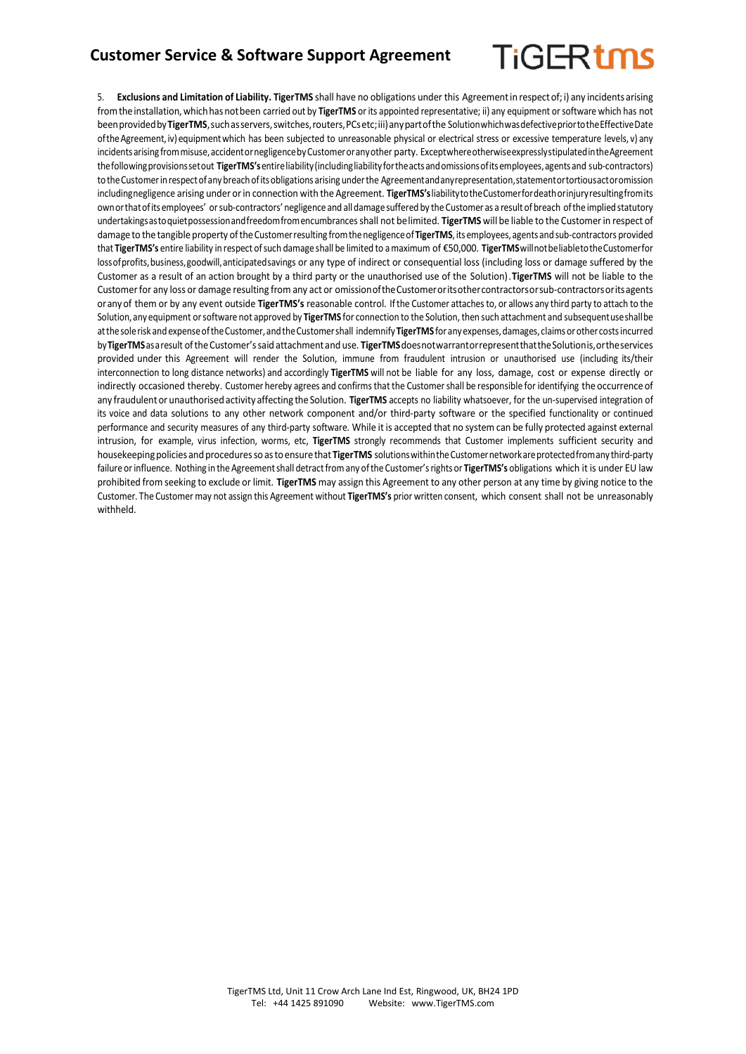5. **Exclusions and Limitation of Liability. TigerTMS** shall have no obligations under this Agreement in respect of; i) any incidents arising from the installation, which has not been carried out by **TigerTMS** or its appointed representative; ii) any equipment or software which has not been provided by **TigerTMS**, such as servers, switches, routers, PCs etc; iii) any part of the Solution which was defective prior to the Effective Date of the Agreement, iv) equipment which has been subjected to unreasonable physical or electrical stress or excessive temperature levels, v) any incidents arising from misuse, accident or negligence by Customer or any other party. Except where otherwise expressly stipulated in the Agreement the following provisions set out **TigerTMS's** entire liability (including liability for the acts and omissions of its employees, agents and sub-contractors) to the Customer in respect of any breach of its obligations arising under the Agreement and any representation, statement or tortious act or omission including negligence arising under or in connection with the Agreement. **TigerTMS's** liability to the Customer for death or injury resulting from its own or that of its employees' or sub-contractors' negligence and all damage suffered by the Customer as a result of breach of the implied statutory undertakings as to quiet possession and freedom from encumbrances shall not be limited. **TigerTMS** will be liable to the Customer in respect of damage to the tangible property of the Customer resulting from the negligence of **TigerTMS**, its employees, agents and sub-contractors provided that **TigerTMS's** entire liability in respect of such damage shall be limited to a maximum of €50,000. **TigerTMS** will not be liable to the Customer for loss of profits, business, goodwill, anticipated savings or any type of indirect or consequential loss (including loss or damage suffered by the Customer as a result of an action brought by a third party or the unauthorised use of the Solution). **TigerTMS** will not be liable to the Customer for any loss or damage resulting from any act or omission of the Customer or its other contractors or sub-contractors or its agents or any of them or by any event outside **TigerTMS's** reasonable control. If the Customer attaches to, or allows any third party to attach to the Solution, any equipment or software not approved by **TigerTMS** for connection to the Solution, then such attachment and subsequent use shall be at the sole risk and expense of the Customer, and the Customer shall indemnify **TigerTMS** for any expenses, damages, claims or other costs incurred by **TigerTMS** as a result of the Customer's said attachment and use. **TigerTMS** does not warrant or represent that the Solution is, or the services provided under this Agreement will render the Solution, immune from fraudulent intrusion or unauthorised use (including its/their interconnection to long distance networks) and accordingly **TigerTMS** will not be liable for any loss, damage, cost or expense directly or indirectly occasioned thereby. Customer hereby agrees and confirms that the Customer shall be responsible for identifying the occurrence of any fraudulent or unauthorised activity affecting the Solution. **TigerTMS** accepts no liability whatsoever, for the un-supervised integration of its voice and data solutions to any other network component and/or third-party software or the specified functionality or continued performance and security measures of any third-party software. While it is accepted that no system can be fully protected against external intrusion, for example, virus infection, worms, etc, **TigerTMS** strongly recommends that Customer implements sufficient security and housekeeping policies and procedures so as to ensure that **TigerTMS** solutions within the Customer network are protected from any third-party failure or influence. Nothing in the Agreement shall detract from any of the Customer's rights or **TigerTMS's** obligations which it is under EU law prohibited from seeking to exclude or limit. **TigerTMS** may assign this Agreement to any other person at any time by giving notice to the Customer. The Customer may not assign this Agreement without **TigerTMS's** prior written consent, which consent shall not be unreasonably withheld.